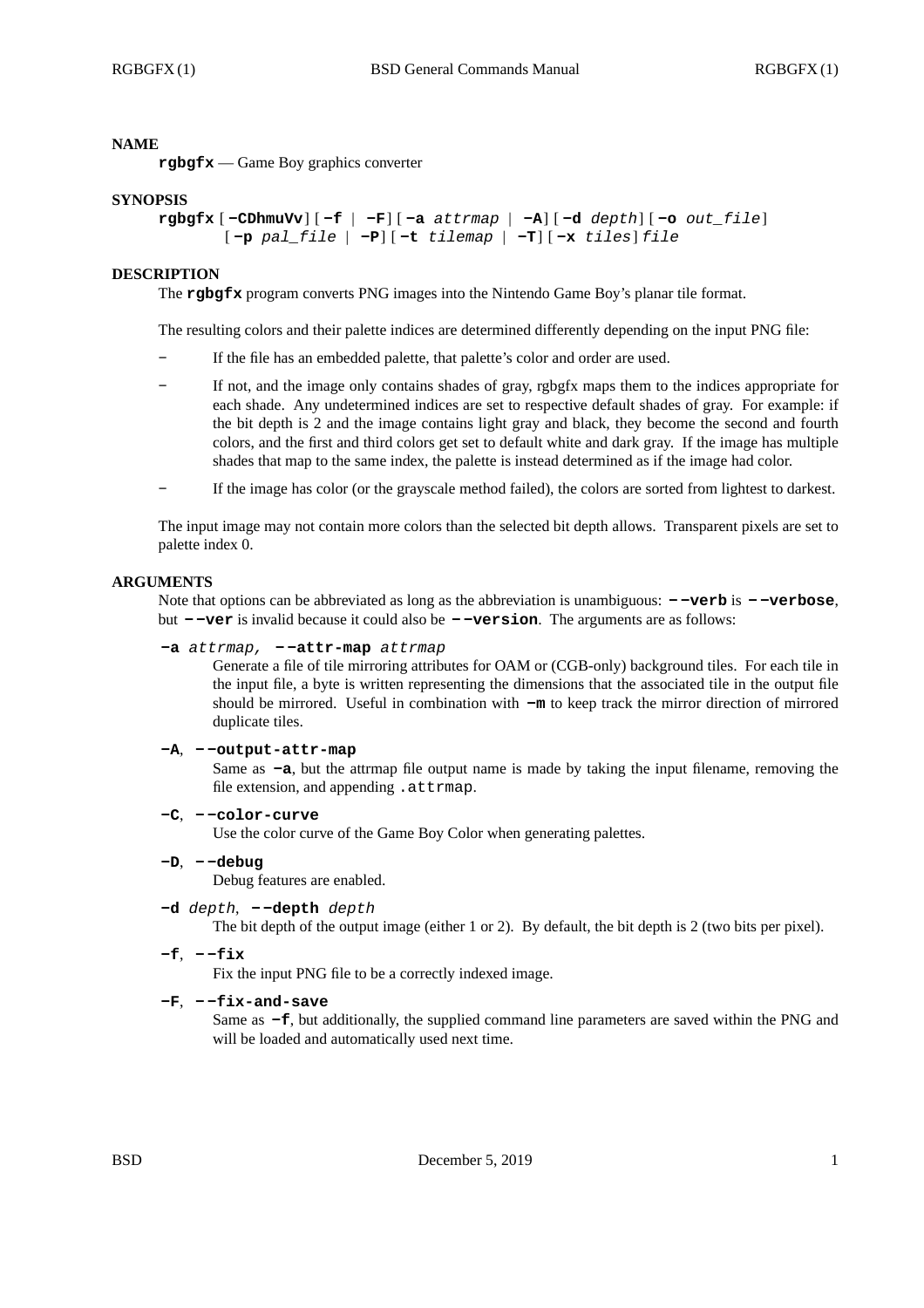## NAME

**rgbgfx** — Game Boy graphics converter

## SYNOPSIS

**rgbgfx** [**−CDhmuVv**] [**−f** | **−F**] [**−a** *attrmap* | **−A**] [**−d** *depth*] [**−o** *out_file*] [**−p** *pal_file* | **−P**] [**−t** *tilemap* | **−T**] [**−x** *tiles*] *file*

## DESCRIPTION

The **rgbgfx** program converts PNG images into the Nintendo Game Boy's planar tile format.

The resulting colors and their palette indices are determined differently depending on the input PNG file:

- If the file has an embedded palette, that palette's color and order are used.
- If not, and the image only contains shades of gray, rgbgfx maps them to the indices appropriate for each shade. Any undetermined indices are set to respective default shades of gray. For example: if the bit depth is 2 and the image contains light gray and black, they become the second and fourth colors, and the first and third colors get set to default white and dark gray. If the image has multiple shades that map to the same index, the palette is instead determined as if the image had color.
- If the image has color (or the grayscale method failed), the colors are sorted from lightest to darkest.

The input image may not contain more colors than the selected bit depth allows. Transparent pixels are set to palette index 0.

## ARGUMENTS

Note that options can be abbreviated as long as the abbreviation is unambiguous: **−−verb** is **−−verbose**, but **−−ver** is invalid because it could also be **−−version**. The arguments are as follows:

**−a** *attrmap,* **−−attr-map** *attrmap*
: Generate a file of tile mirroring attributes for OAM or (CGB-only) background tiles. For each tile in the input file, a byte is written representing the dimensions that the associated tile in the output file should be mirrored. Useful in combination with **−m** to keep track the mirror direction of mirrored duplicate tiles.

**−A**, **−−output-attr-map**
: Same as **−a**, but the attrmap file output name is made by taking the input filename, removing the file extension, and appending `.attrmap`.

**−C**, **−−color-curve**
: Use the color curve of the Game Boy Color when generating palettes.

**−D**, **−−debug**
: Debug features are enabled.

**−d** *depth*, **−−depth** *depth*
: The bit depth of the output image (either 1 or 2). By default, the bit depth is 2 (two bits per pixel).

**−f**, **−−fix**
: Fix the input PNG file to be a correctly indexed image.

**−F**, **−−fix-and-save**
: Same as **−f**, but additionally, the supplied command line parameters are saved within the PNG and will be loaded and automatically used next time.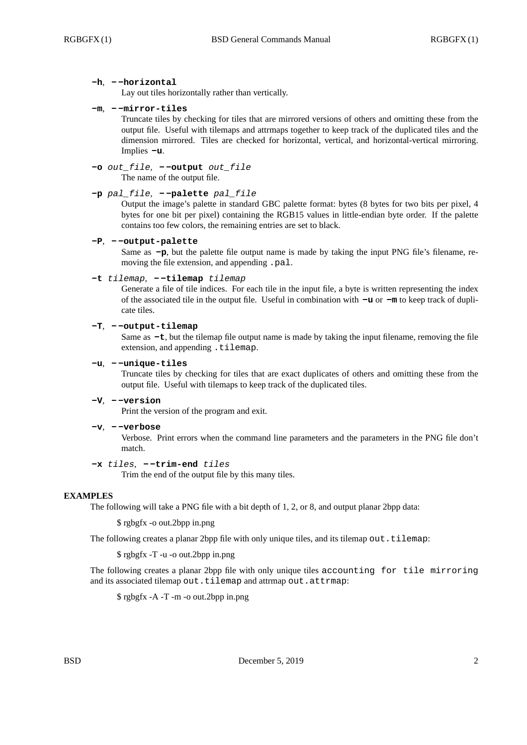**−h**, **−−horizontal**
Lay out tiles horizontally rather than vertically.

**−m**, **−−mirror-tiles**
Truncate tiles by checking for tiles that are mirrored versions of others and omitting these from the output file. Useful with tilemaps and attrmaps together to keep track of the duplicated tiles and the dimension mirrored. Tiles are checked for horizontal, vertical, and horizontal-vertical mirroring. Implies **−u**.

**−o** *out_file*, **−−output** *out_file*
The name of the output file.

**−p** *pal_file*, **−−palette** *pal_file*
Output the image's palette in standard GBC palette format: bytes (8 bytes for two bits per pixel, 4 bytes for one bit per pixel) containing the RGB15 values in little-endian byte order. If the palette contains too few colors, the remaining entries are set to black.

**−P**, **−−output-palette**
Same as **−p**, but the palette file output name is made by taking the input PNG file's filename, removing the file extension, and appending `.pal`.

**−t** *tilemap*, **−−tilemap** *tilemap*
Generate a file of tile indices. For each tile in the input file, a byte is written representing the index of the associated tile in the output file. Useful in combination with **−u** or **−m** to keep track of duplicate tiles.

**−T**, **−−output-tilemap**
Same as **−t**, but the tilemap file output name is made by taking the input filename, removing the file extension, and appending `.tilemap`.

**−u**, **−−unique-tiles**
Truncate tiles by checking for tiles that are exact duplicates of others and omitting these from the output file. Useful with tilemaps to keep track of the duplicated tiles.

**−V**, **−−version**
Print the version of the program and exit.

**−v**, **−−verbose**
Verbose. Print errors when the command line parameters and the parameters in the PNG file don't match.

**−x** *tiles*, **−−trim-end** *tiles*
Trim the end of the output file by this many tiles.

## EXAMPLES

The following will take a PNG file with a bit depth of 1, 2, or 8, and output planar 2bpp data:

```
$ rgbgfx -o out.2bpp in.png
```

The following creates a planar 2bpp file with only unique tiles, and its tilemap `out.tilemap`:

```
$ rgbgfx -T -u -o out.2bpp in.png
```

The following creates a planar 2bpp file with only unique tiles `accounting for tile mirroring` and its associated tilemap `out.tilemap` and attrmap `out.attrmap`:

```
$ rgbgfx -A -T -m -o out.2bpp in.png
```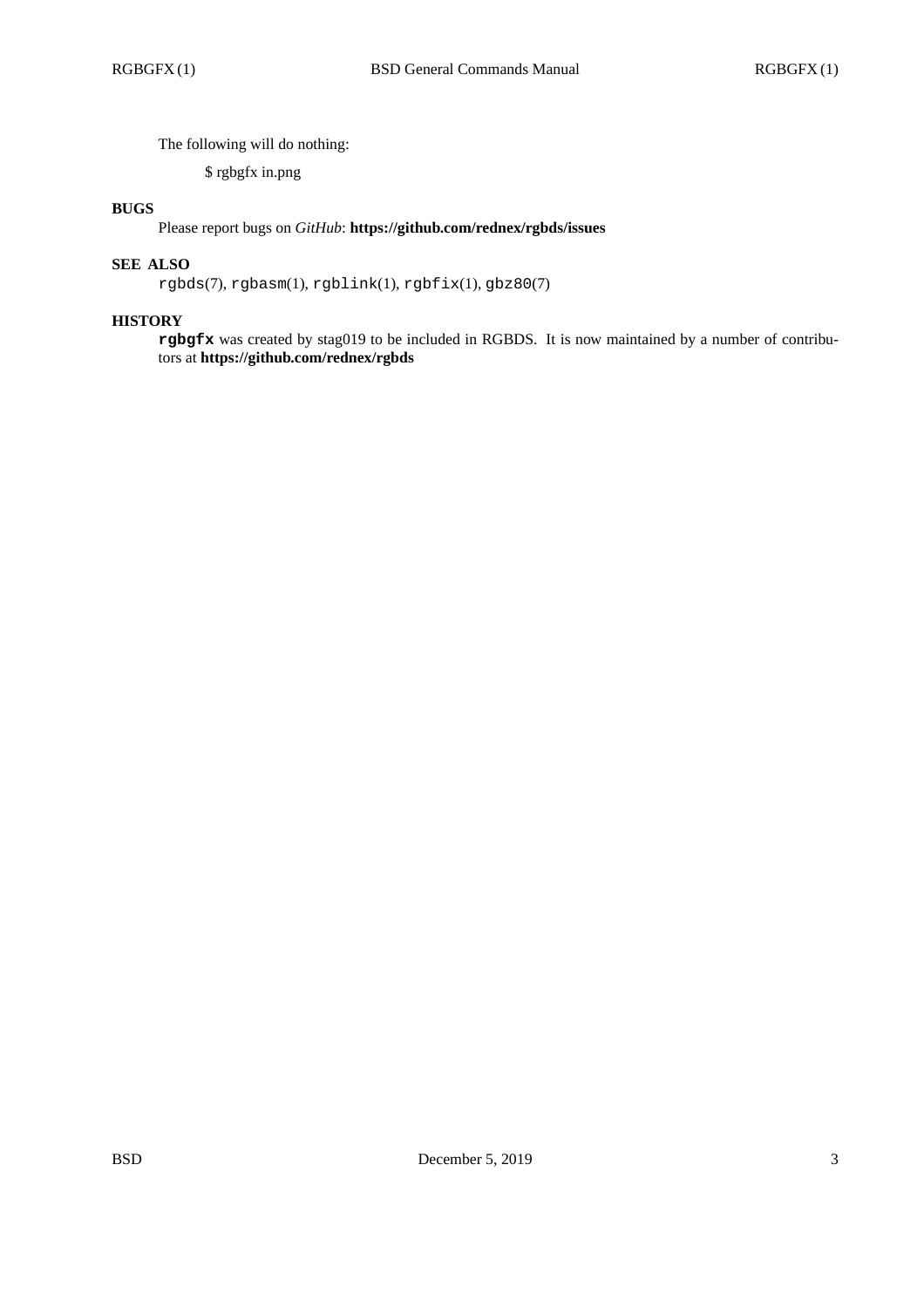The following will do nothing:

```
$ rgbgfx in.png
```

## BUGS

Please report bugs on *GitHub*: **https://github.com/rednex/rgbds/issues**

## SEE ALSO

`rgbds`(7), `rgbasm`(1), `rgblink`(1), `rgbfix`(1), `gbz80`(7)

## HISTORY

**`rgbgfx`** was created by stag019 to be included in RGBDS. It is now maintained by a number of contributors at **https://github.com/rednex/rgbds**